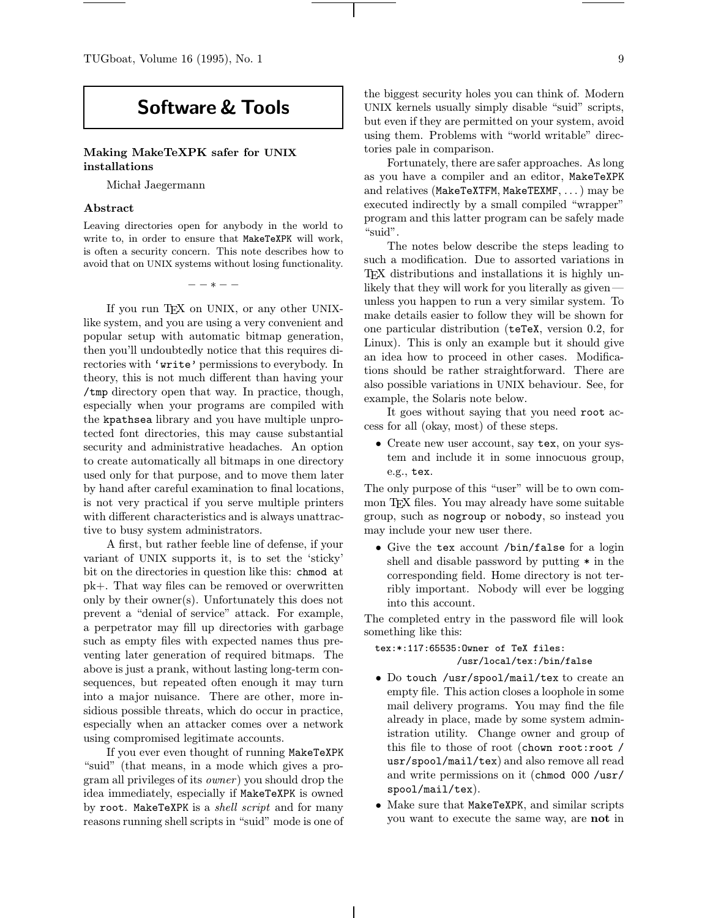# Software & Tools

## Making MakeTeXPK safer for UNIX installations

Michał Jaegermann

### Abstract

Leaving directories open for anybody in the world to write to, in order to ensure that MakeTeXPK will work, is often a security concern. This note describes how to avoid that on UNIX systems without losing functionality.

− − ∗ − −

If you run TeX on UNIX, or any other UNIX-like system, and you are using a very convenient and popular setup with automatic bitmap generation, then you'll undoubtedly notice that this requires directories with 'write' permissions to everybody. In theory, this is not much different than having your /tmp directory open that way. In practice, though, especially when your programs are compiled with the kpathsea library and you have multiple unprotected font directories, this may cause substantial security and administrative headaches. An option to create automatically all bitmaps in one directory used only for that purpose, and to move them later by hand after careful examination to final locations, is not very practical if you serve multiple printers with different characteristics and is always unattractive to busy system administrators.

A first, but rather feeble line of defense, if your variant of UNIX supports it, is to set the 'sticky' bit on the directories in question like this: `chmod at` pk+. That way files can be removed or overwritten only by their owner(s). Unfortunately this does not prevent a "denial of service" attack. For example, a perpetrator may fill up directories with garbage such as empty files with expected names thus preventing later generation of required bitmaps. The above is just a prank, without lasting long-term consequences, but repeated often enough it may turn into a major nuisance. There are other, more insidious possible threats, which do occur in practice, especially when an attacker comes over a network using compromised legitimate accounts.

If you ever even thought of running MakeTeXPK "suid" (that means, in a mode which gives a program all privileges of its *owner*) you should drop the idea immediately, especially if MakeTeXPK is owned by root. MakeTeXPK is a *shell script* and for many reasons running shell scripts in "suid" mode is one of the biggest security holes you can think of. Modern UNIX kernels usually simply disable "suid" scripts, but even if they are permitted on your system, avoid using them. Problems with "world writable" directories pale in comparison.

Fortunately, there are safer approaches. As long as you have a compiler and an editor, MakeTeXPK and relatives (MakeTeXTFM, MakeTEXMF, ...) may be executed indirectly by a small compiled "wrapper" program and this latter program can be safely made "suid".

The notes below describe the steps leading to such a modification. Due to assorted variations in TeX distributions and installations it is highly unlikely that they will work for you literally as given—unless you happen to run a very similar system. To make details easier to follow they will be shown for one particular distribution (teTeX, version 0.2, for Linux). This is only an example but it should give an idea how to proceed in other cases. Modifications should be rather straightforward. There are also possible variations in UNIX behaviour. See, for example, the Solaris note below.

It goes without saying that you need root access for all (okay, most) of these steps.

- Create new user account, say tex, on your system and include it in some innocuous group, e.g., tex.

The only purpose of this "user" will be to own common TeX files. You may already have some suitable group, such as nogroup or nobody, so instead you may include your new user there.

- Give the tex account /bin/false for a login shell and disable password by putting * in the corresponding field. Home directory is not terribly important. Nobody will ever be logging into this account.

The completed entry in the password file will look something like this:

```
tex:*:117:65535:Owner of TeX files:
              /usr/local/tex:/bin/false
```

- Do `touch /usr/spool/mail/tex` to create an empty file. This action closes a loophole in some mail delivery programs. You may find the file already in place, made by some system administration utility. Change owner and group of this file to those of root (`chown root:root /usr/spool/mail/tex`) and also remove all read and write permissions on it (`chmod 000 /usr/spool/mail/tex`).
- Make sure that MakeTeXPK, and similar scripts you want to execute the same way, are **not** in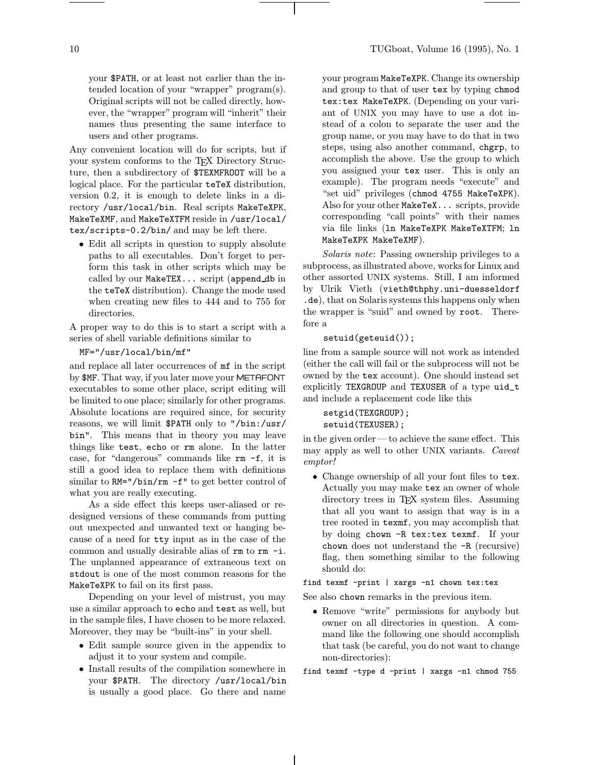your $PATH, or at least not earlier than the intended location of your "wrapper" program(s). Original scripts will not be called directly, however, the "wrapper" program will "inherit" their names thus presenting the same interface to users and other programs.

Any convenient location will do for scripts, but if your system conforms to the TEX Directory Structure, then a subdirectory of $TEXMFROOT will be a logical place. For the particular teTeX distribution, version 0.2, it is enough to delete links in a directory /usr/local/bin. Real scripts MakeTeXPK, MakeTeXMF, and MakeTeXTFM reside in /usr/local/tex/scripts-0.2/bin/ and may be left there.

- Edit all scripts in question to supply absolute paths to all executables. Don't forget to perform this task in other scripts which may be called by our MakeTEX... script (append_db in the teTeX distribution). Change the mode used when creating new files to 444 and to 755 for directories.

A proper way to do this is to start a script with a series of shell variable definitions similar to

```
MF="/usr/local/bin/mf"
```

and replace all later occurrences of mf in the script by $MF. That way, if you later move your METAFONT executables to some other place, script editing will be limited to one place; similarly for other programs. Absolute locations are required since, for security reasons, we will limit $PATH only to "/bin:/usr/bin". This means that in theory you may leave things like test, echo or rm alone. In the latter case, for "dangerous" commands like rm -f, it is still a good idea to replace them with definitions similar to RM="/bin/rm -f" to get better control of what you are really executing.

As a side effect this keeps user-aliased or redesigned versions of these commands from putting out unexpected and unwanted text or hanging because of a need for tty input as in the case of the common and usually desirable alias of rm to rm -i. The unplanned appearance of extraneous text on stdout is one of the most common reasons for the MakeTeXPK to fail on its first pass.

Depending on your level of mistrust, you may use a similar approach to echo and test as well, but in the sample files, I have chosen to be more relaxed. Moreover, they may be "built-ins" in your shell.

- Edit sample source given in the appendix to adjust it to your system and compile.
- Install results of the compilation somewhere in your $PATH. The directory /usr/local/bin is usually a good place. Go there and name your program MakeTeXPK. Change its ownership and group to that of user tex by typing chmod tex:tex MakeTeXPK. (Depending on your variant of UNIX you may have to use a dot instead of a colon to separate the user and the group name, or you may have to do that in two steps, using also another command, chgrp, to accomplish the above. Use the group to which you assigned your tex user. This is only an example). The program needs "execute" and "set uid" privileges (chmod 4755 MakeTeXPK). Also for your other MakeTeX... scripts, provide corresponding "call points" with their names via file links (ln MakeTeXPK MakeTeXTFM; ln MakeTeXPK MakeTeXMF).

*Solaris note*: Passing ownership privileges to a subprocess, as illustrated above, works for Linux and other assorted UNIX systems. Still, I am informed by Ulrik Vieth (vieth@thphy.uni-duesseldorf.de), that on Solaris systems this happens only when the wrapper is "suid" and owned by root. Therefore a

```
setuid(geteuid());
```

line from a sample source will not work as intended (either the call will fail or the subprocess will not be owned by the tex account). One should instead set explicitly TEXGROUP and TEXUSER of a type uid_t and include a replacement code like this

```
setgid(TEXGROUP);
setuid(TEXUSER);
```

in the given order — to achieve the same effect. This may apply as well to other UNIX variants. *Caveat emptor!*

- Change ownership of all your font files to tex. Actually you may make tex an owner of whole directory trees in TEX system files. Assuming that all you want to assign that way is in a tree rooted in texmf, you may accomplish that by doing chown -R tex:tex texmf. If your chown does not understand the -R (recursive) flag, then something similar to the following should do:

```
find texmf -print | xargs -n1 chown tex:tex
```

See also chown remarks in the previous item.

- Remove "write" permissions for anybody but owner on all directories in question. A command like the following one should accomplish that task (be careful, you do not want to change non-directories):

```
find texmf -type d -print | xargs -n1 chmod 755
```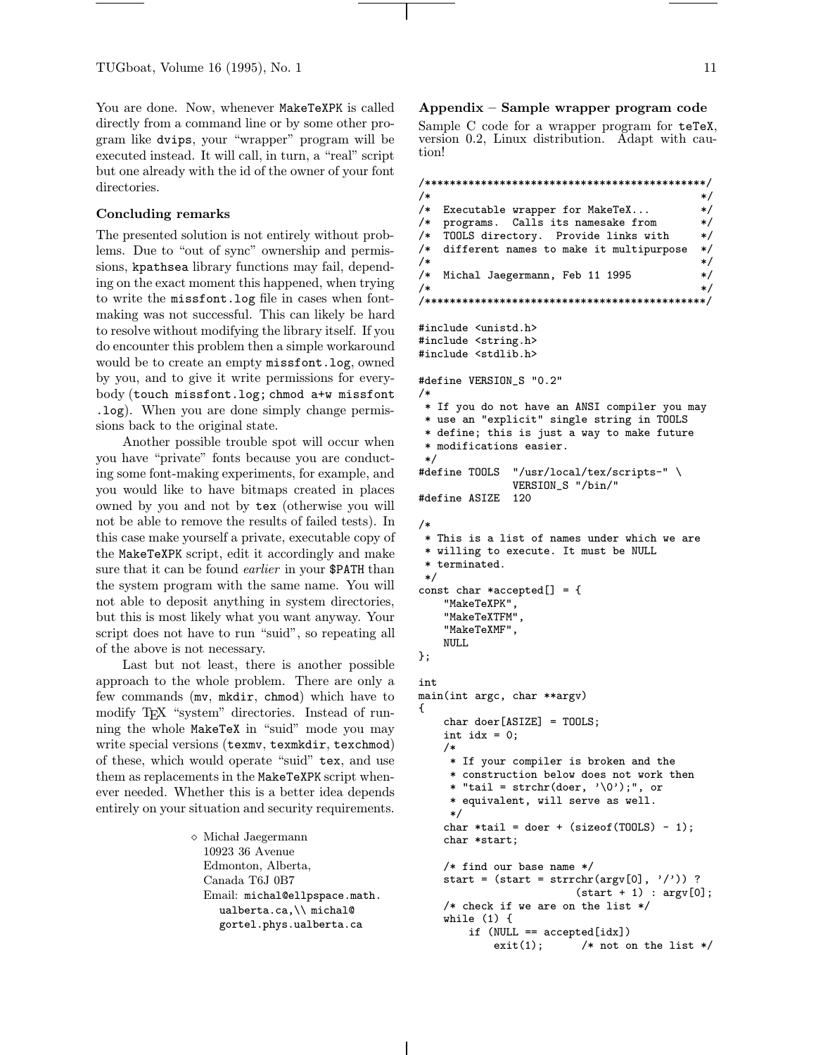You are done. Now, whenever MakeTeXPK is called directly from a command line or by some other program like dvips, your "wrapper" program will be executed instead. It will call, in turn, a "real" script but one already with the id of the owner of your font directories.

### Concluding remarks

The presented solution is not entirely without problems. Due to "out of sync" ownership and permissions, kpathsea library functions may fail, depending on the exact moment this happened, when trying to write the missfont.log file in cases when fontmaking was not successful. This can likely be hard to resolve without modifying the library itself. If you do encounter this problem then a simple workaround would be to create an empty missfont.log, owned by you, and to give it write permissions for everybody (touch missfont.log; chmod a+w missfont .log). When you are done simply change permissions back to the original state.

Another possible trouble spot will occur when you have "private" fonts because you are conducting some font-making experiments, for example, and you would like to have bitmaps created in places owned by you and not by tex (otherwise you will not be able to remove the results of failed tests). In this case make yourself a private, executable copy of the MakeTeXPK script, edit it accordingly and make sure that it can be found *earlier* in your $PATH than the system program with the same name. You will not able to deposit anything in system directories, but this is most likely what you want anyway. Your script does not have to run "suid", so repeating all of the above is not necessary.

Last but not least, there is another possible approach to the whole problem. There are only a few commands (mv, mkdir, chmod) which have to modify TEX "system" directories. Instead of running the whole MakeTeX in "suid" mode you may write special versions (texmv, texmkdir, texchmod) of these, which would operate "suid" tex, and use them as replacements in the MakeTeXPK script whenever needed. Whether this is a better idea depends entirely on your situation and security requirements.

◇ Michał Jaegermann
10923 36 Avenue
Edmonton, Alberta,
Canada T6J 0B7
Email: michal@ellpspace.math.ualberta.ca,\\ michal@gortel.phys.ualberta.ca

### Appendix – Sample wrapper program code

Sample C code for a wrapper program for teTeX, version 0.2, Linux distribution. Adapt with caution!

```
/**********************************************/
/*                                            */
/*  Executable wrapper for MakeTeX...         */
/*  programs.  Calls its namesake from        */
/*  TOOLS directory.  Provide links with      */
/*  different names to make it multipurpose   */
/*                                            */
/*  Michal Jaegermann, Feb 11 1995            */
/*                                            */
/**********************************************/

#include <unistd.h>
#include <string.h>
#include <stdlib.h>

#define VERSION_S "0.2"
/*
 * If you do not have an ANSI compiler you may
 * use an "explicit" single string in TOOLS
 * define; this is just a way to make future
 * modifications easier.
 */
#define TOOLS  "/usr/local/tex/scripts-" \
               VERSION_S "/bin/"
#define ASIZE  120

/*
 * This is a list of names under which we are
 * willing to execute. It must be NULL
 * terminated.
 */
const char *accepted[] = {
    "MakeTeXPK",
    "MakeTeXTFM",
    "MakeTeXMF",
    NULL
};

int
main(int argc, char **argv)
{
    char doer[ASIZE] = TOOLS;
    int idx = 0;
    /*
     * If your compiler is broken and the
     * construction below does not work then
     * "tail = strchr(doer, '\0');", or
     * equivalent, will serve as well.
     */
    char *tail = doer + (sizeof(TOOLS) - 1);
    char *start;

    /* find our base name */
    start = (start = strrchr(argv[0], '/')) ?
                        (start + 1) : argv[0];
    /* check if we are on the list */
    while (1) {
        if (NULL == accepted[idx])
            exit(1);      /* not on the list */
```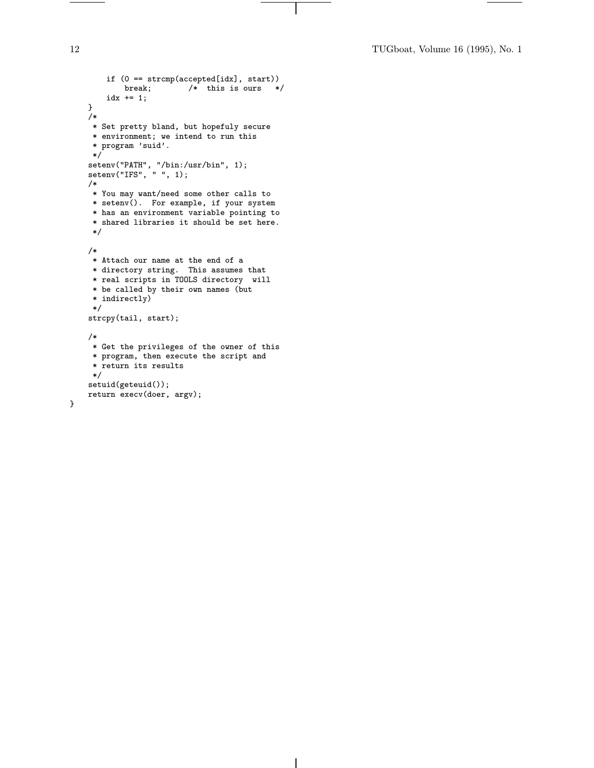```
        if (0 == strcmp(accepted[idx], start))
            break;        /*  this is ours   */
        idx += 1;
    }
    /*
     * Set pretty bland, but hopefuly secure
     * environment; we intend to run this
     * program 'suid'.
     */
    setenv("PATH", "/bin:/usr/bin", 1);
    setenv("IFS", " ", 1);
    /*
     * You may want/need some other calls to
     * setenv().  For example, if your system
     * has an environment variable pointing to
     * shared libraries it should be set here.
     */

    /*
     * Attach our name at the end of a
     * directory string.  This assumes that
     * real scripts in TOOLS directory  will
     * be called by their own names (but
     * indirectly)
     */
    strcpy(tail, start);

    /*
     * Get the privileges of the owner of this
     * program, then execute the script and
     * return its results
     */
    setuid(geteuid());
    return execv(doer, argv);
}
```